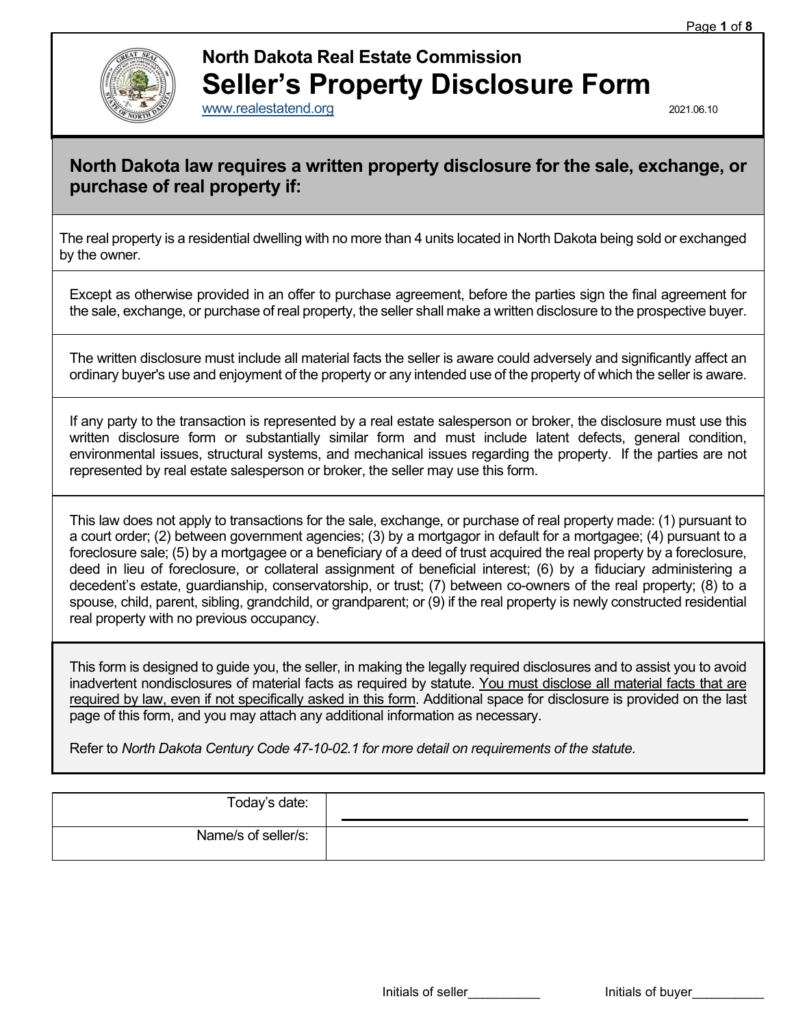# North Dakota Real Estate Commission

# Seller's Property Disclosure Form

www.realestatend.org

2021.06.10

## North Dakota law requires a written property disclosure for the sale, exchange, or purchase of real property if:

The real property is a residential dwelling with no more than 4 units located in North Dakota being sold or exchanged by the owner.

Except as otherwise provided in an offer to purchase agreement, before the parties sign the final agreement for the sale, exchange, or purchase of real property, the seller shall make a written disclosure to the prospective buyer.

The written disclosure must include all material facts the seller is aware could adversely and significantly affect an ordinary buyer's use and enjoyment of the property or any intended use of the property of which the seller is aware.

If any party to the transaction is represented by a real estate salesperson or broker, the disclosure must use this written disclosure form or substantially similar form and must include latent defects, general condition, environmental issues, structural systems, and mechanical issues regarding the property. If the parties are not represented by real estate salesperson or broker, the seller may use this form.

This law does not apply to transactions for the sale, exchange, or purchase of real property made: (1) pursuant to a court order; (2) between government agencies; (3) by a mortgagor in default for a mortgagee; (4) pursuant to a foreclosure sale; (5) by a mortgagee or a beneficiary of a deed of trust acquired the real property by a foreclosure, deed in lieu of foreclosure, or collateral assignment of beneficial interest; (6) by a fiduciary administering a decedent's estate, guardianship, conservatorship, or trust; (7) between co-owners of the real property; (8) to a spouse, child, parent, sibling, grandchild, or grandparent; or (9) if the real property is newly constructed residential real property with no previous occupancy.

This form is designed to guide you, the seller, in making the legally required disclosures and to assist you to avoid inadvertent nondisclosures of material facts as required by statute. <u>You must disclose all material facts that are required by law, even if not specifically asked in this form</u>. Additional space for disclosure is provided on the last page of this form, and you may attach any additional information as necessary.

Refer to *North Dakota Century Code 47-10-02.1 for more detail on requirements of the statute.*

| | |
|---|---|
| Today's date: | |
| Name/s of seller/s: | |

Initials of seller__________ Initials of buyer__________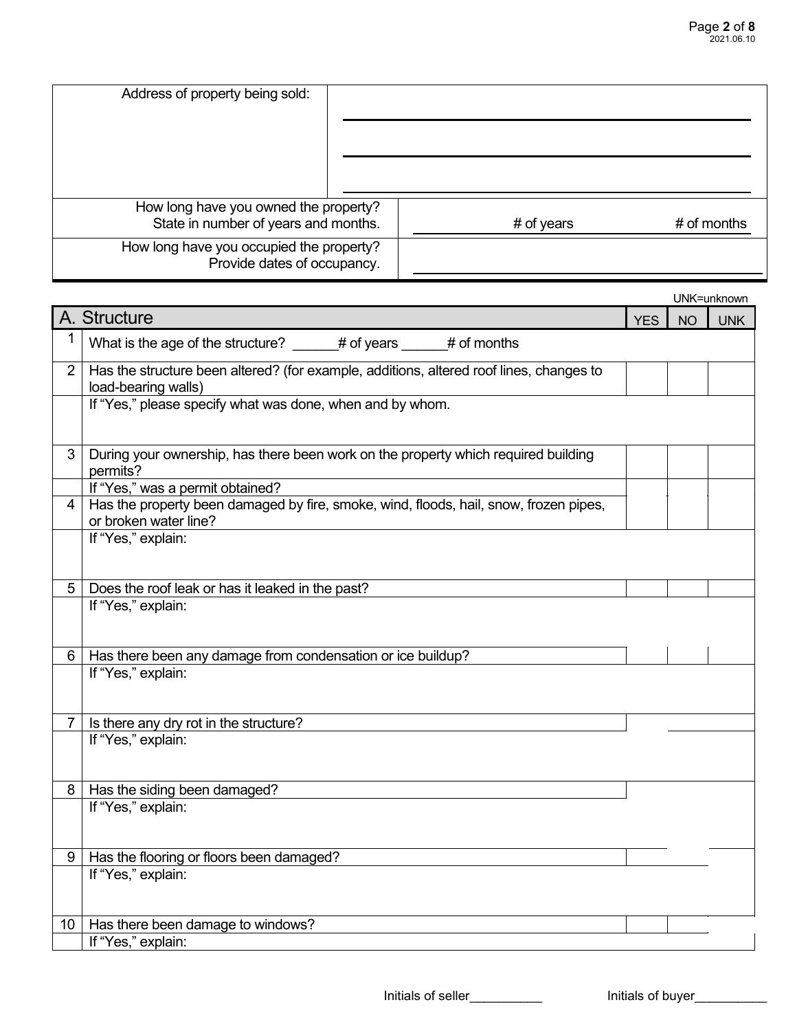| Address of property being sold: | |
|---|---|
| How long have you owned the property? State in number of years and months. | # of years # of months |
| How long have you occupied the property? Provide dates of occupancy. | |

UNK=unknown

| | A. Structure | YES | NO | UNK |
|---|---|---|---|---|
| 1 | What is the age of the structure? ______# of years ______# of months | | | |
| 2 | Has the structure been altered? (for example, additions, altered roof lines, changes to load-bearing walls) | | | |
| | If "Yes," please specify what was done, when and by whom. | | | |
| 3 | During your ownership, has there been work on the property which required building permits? | | | |
| | If "Yes," was a permit obtained? | | | |
| 4 | Has the property been damaged by fire, smoke, wind, floods, hail, snow, frozen pipes, or broken water line? | | | |
| | If "Yes," explain: | | | |
| 5 | Does the roof leak or has it leaked in the past? | | | |
| | If "Yes," explain: | | | |
| 6 | Has there been any damage from condensation or ice buildup? | | | |
| | If "Yes," explain: | | | |
| 7 | Is there any dry rot in the structure? | | | |
| | If "Yes," explain: | | | |
| 8 | Has the siding been damaged? | | | |
| | If "Yes," explain: | | | |
| 9 | Has the flooring or floors been damaged? | | | |
| | If "Yes," explain: | | | |
| 10 | Has there been damage to windows? | | | |
| | If "Yes," explain: | | | |

Initials of seller__________ Initials of buyer__________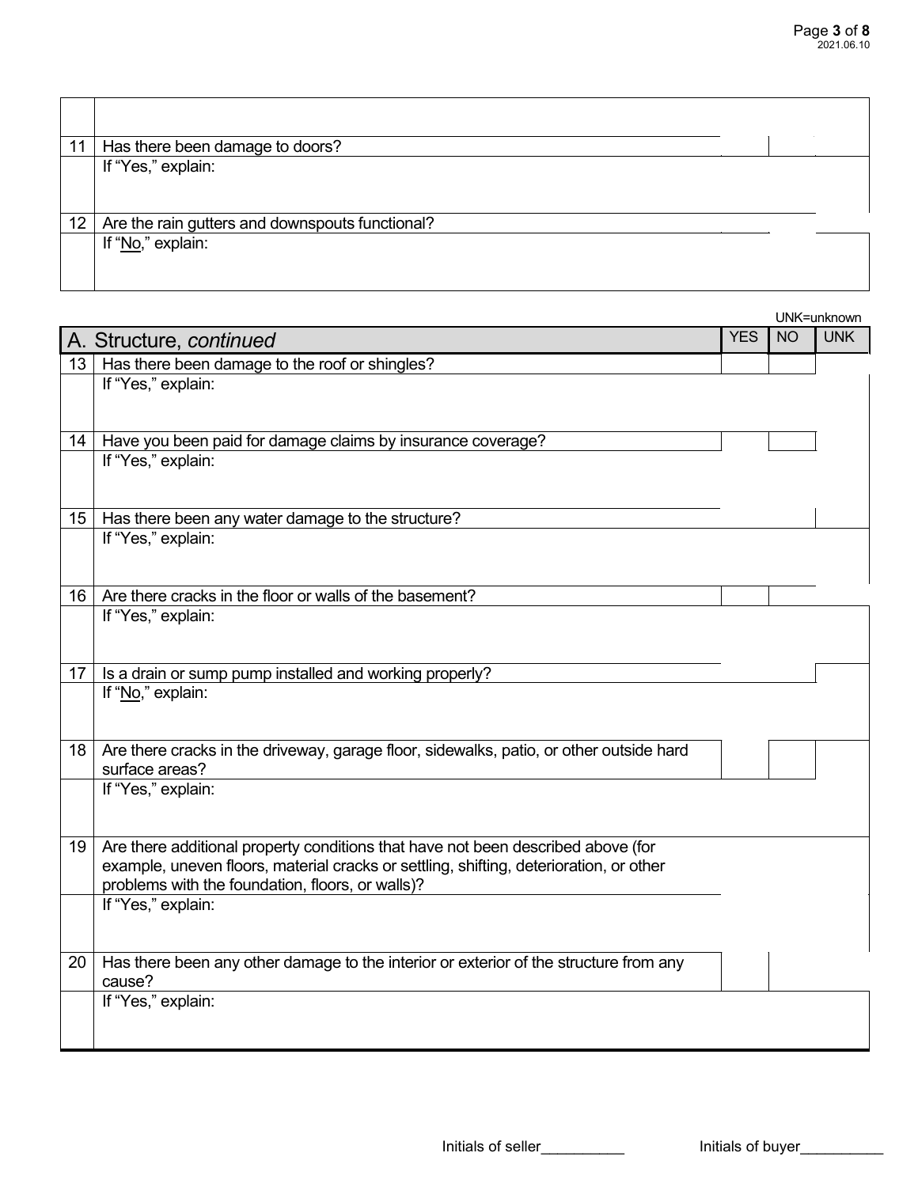| | | | | |
|---|---|---|---|---|
| 11 | Has there been damage to doors? | | | |
| | If "Yes," explain: | | | |
| 12 | Are the rain gutters and downspouts functional? | | | |
| | If "No," explain: | | | |

UNK=unknown

| | A. Structure, *continued* | YES | NO | UNK |
|---|---|---|---|---|
| 13 | Has there been damage to the roof or shingles? | | | |
| | If "Yes," explain: | | | |
| 14 | Have you been paid for damage claims by insurance coverage? | | | |
| | If "Yes," explain: | | | |
| 15 | Has there been any water damage to the structure? | | | |
| | If "Yes," explain: | | | |
| 16 | Are there cracks in the floor or walls of the basement? | | | |
| | If "Yes," explain: | | | |
| 17 | Is a drain or sump pump installed and working properly? | | | |
| | If "No," explain: | | | |
| 18 | Are there cracks in the driveway, garage floor, sidewalks, patio, or other outside hard surface areas? | | | |
| | If "Yes," explain: | | | |
| 19 | Are there additional property conditions that have not been described above (for example, uneven floors, material cracks or settling, shifting, deterioration, or other problems with the foundation, floors, or walls)? | | | |
| | If "Yes," explain: | | | |
| 20 | Has there been any other damage to the interior or exterior of the structure from any cause? | | | |
| | If "Yes," explain: | | | |

Initials of seller__________ Initials of buyer__________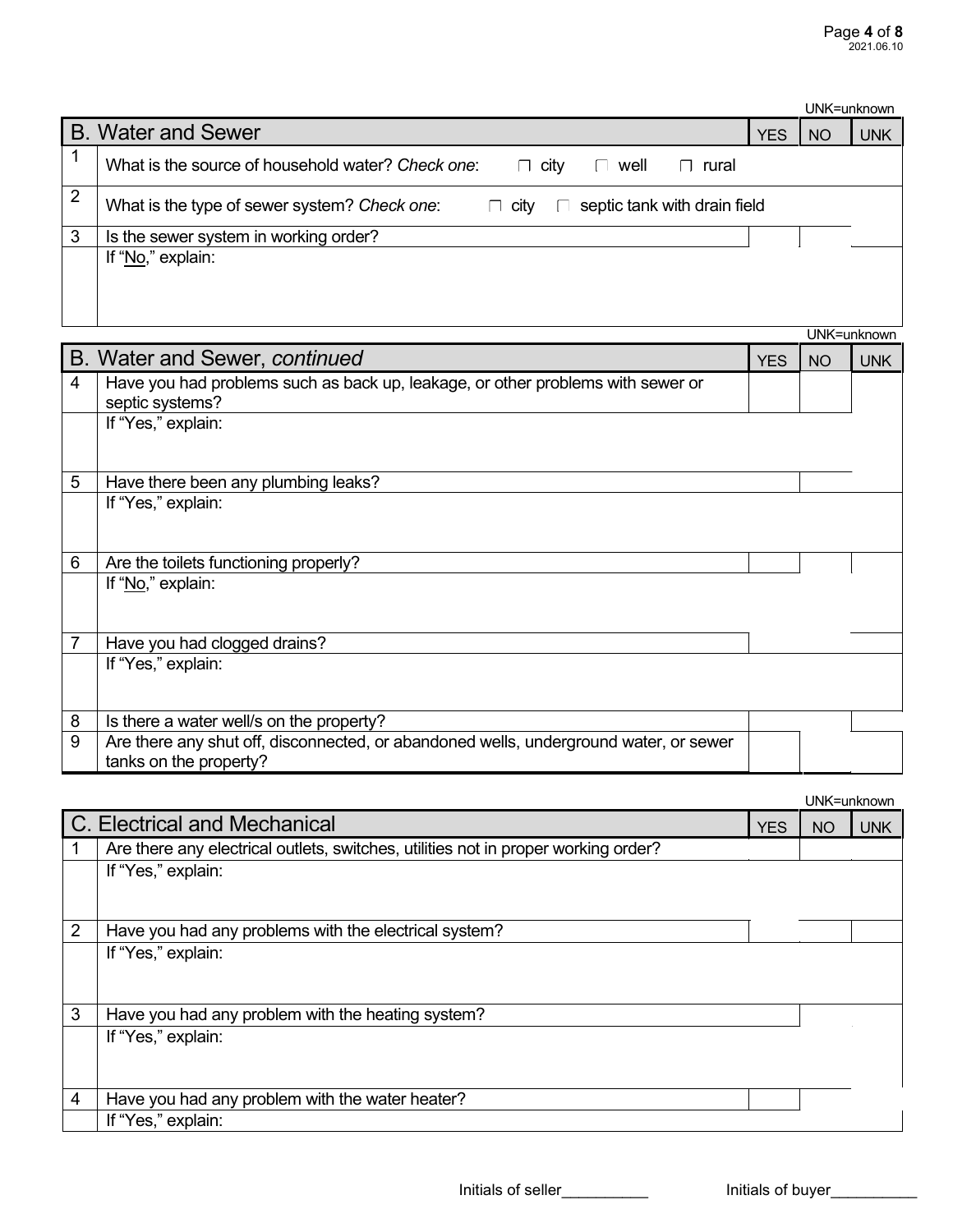UNK=unknown

| B. Water and Sewer | | YES | NO | UNK |
|---|---|---|---|---|
| 1 | What is the source of household water? *Check one*: ☐ city ☐ well ☐ rural | | | |
| 2 | What is the type of sewer system? *Check one*: ☐ city ☐ septic tank with drain field | | | |
| 3 | Is the sewer system in working order? | | | |
| | If "No," explain: | | | |

UNK=unknown

| B. Water and Sewer, *continued* | | YES | NO | UNK |
|---|---|---|---|---|
| 4 | Have you had problems such as back up, leakage, or other problems with sewer or septic systems? | | | |
| | If "Yes," explain: | | | |
| 5 | Have there been any plumbing leaks? | | | |
| | If "Yes," explain: | | | |
| 6 | Are the toilets functioning properly? | | | |
| | If "No," explain: | | | |
| 7 | Have you had clogged drains? | | | |
| | If "Yes," explain: | | | |
| 8 | Is there a water well/s on the property? | | | |
| 9 | Are there any shut off, disconnected, or abandoned wells, underground water, or sewer tanks on the property? | | | |

UNK=unknown

| C. Electrical and Mechanical | | YES | NO | UNK |
|---|---|---|---|---|
| 1 | Are there any electrical outlets, switches, utilities not in proper working order? | | | |
| | If "Yes," explain: | | | |
| 2 | Have you had any problems with the electrical system? | | | |
| | If "Yes," explain: | | | |
| 3 | Have you had any problem with the heating system? | | | |
| | If "Yes," explain: | | | |
| 4 | Have you had any problem with the water heater? | | | |
| | If "Yes," explain: | | | |

Initials of seller__________ Initials of buyer__________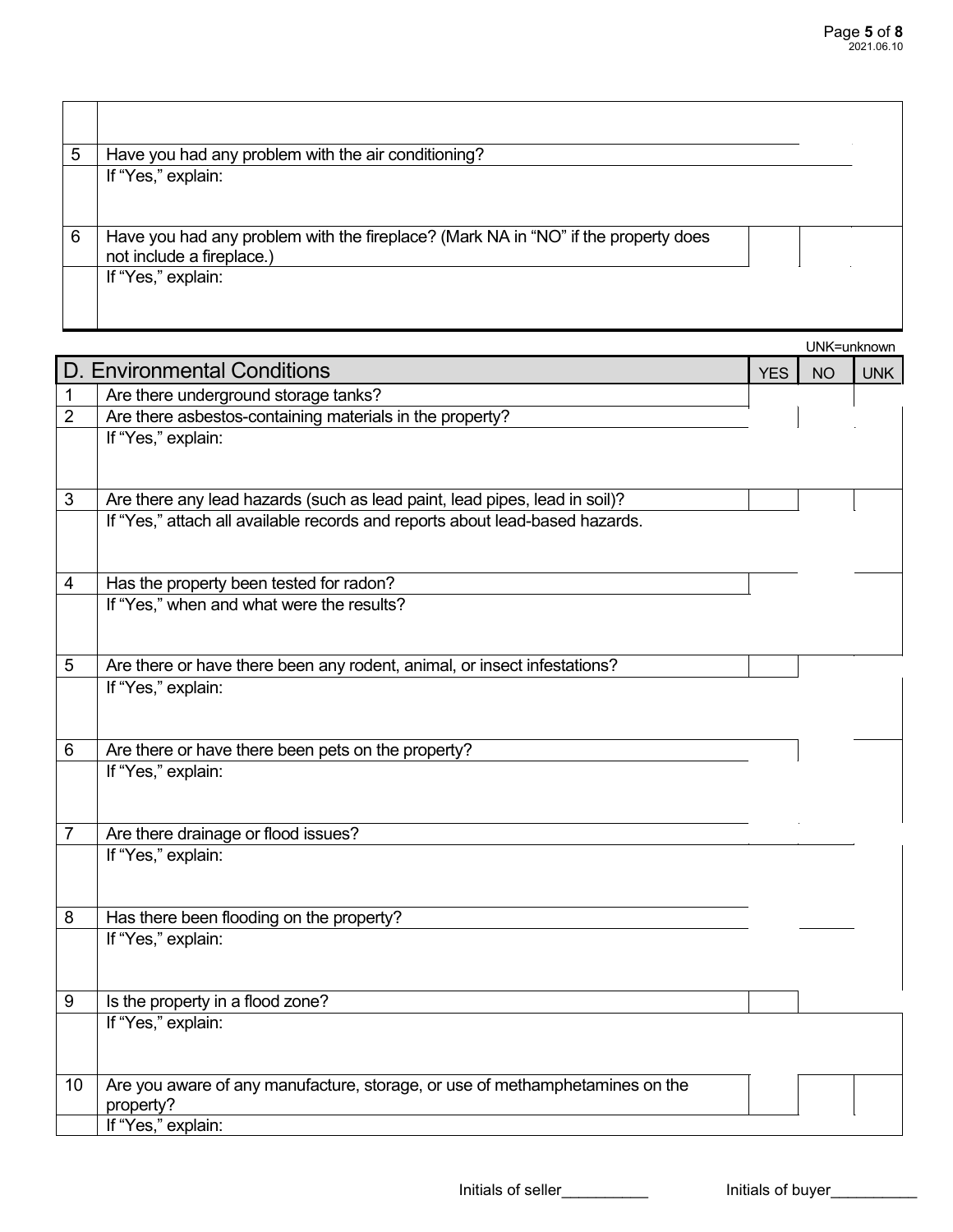| | | | | |
|---|---|---|---|---|
| | | | | |
| 5 | Have you had any problem with the air conditioning? | | | |
| | If "Yes," explain: | | | |
| 6 | Have you had any problem with the fireplace? (Mark NA in "NO" if the property does not include a fireplace.) | | | |
| | If "Yes," explain: | | | |

UNK=unknown

| D. Environmental Conditions | | YES | NO | UNK |
|---|---|---|---|---|
| 1 | Are there underground storage tanks? | | | |
| 2 | Are there asbestos-containing materials in the property? | | | |
| | If "Yes," explain: | | | |
| 3 | Are there any lead hazards (such as lead paint, lead pipes, lead in soil)? | | | |
| | If "Yes," attach all available records and reports about lead-based hazards. | | | |
| 4 | Has the property been tested for radon? | | | |
| | If "Yes," when and what were the results? | | | |
| 5 | Are there or have there been any rodent, animal, or insect infestations? | | | |
| | If "Yes," explain: | | | |
| 6 | Are there or have there been pets on the property? | | | |
| | If "Yes," explain: | | | |
| 7 | Are there drainage or flood issues? | | | |
| | If "Yes," explain: | | | |
| 8 | Has there been flooding on the property? | | | |
| | If "Yes," explain: | | | |
| 9 | Is the property in a flood zone? | | | |
| | If "Yes," explain: | | | |
| 10 | Are you aware of any manufacture, storage, or use of methamphetamines on the property? | | | |
| | If "Yes," explain: | | | |

Initials of seller__________ Initials of buyer__________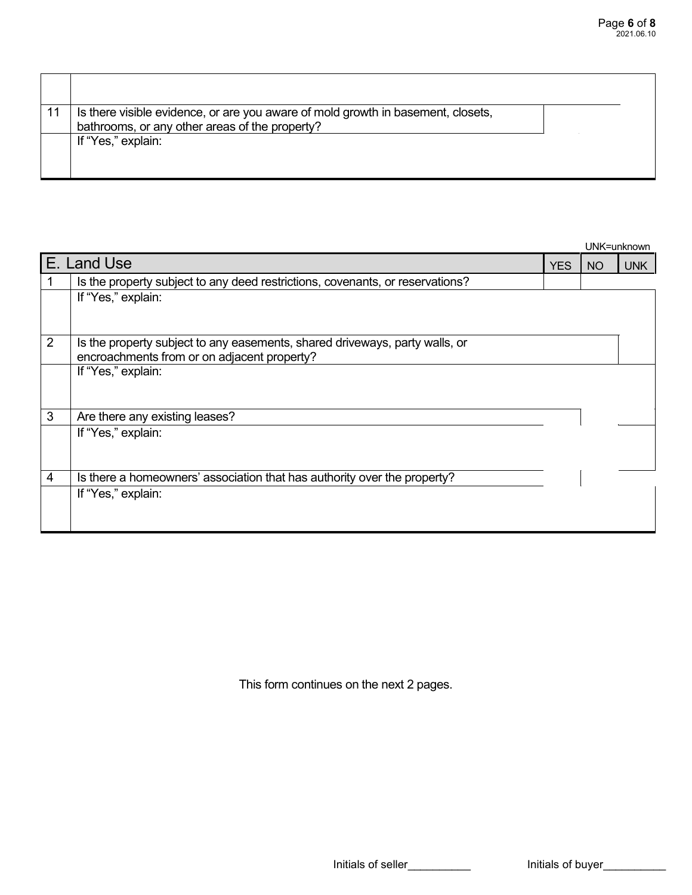| | | | | |
|---|---|---|---|---|
| | | | | |
| 11 | Is there visible evidence, or are you aware of mold growth in basement, closets, bathrooms, or any other areas of the property? | | | |
| | If "Yes," explain: | | | |

UNK=unknown

| E. Land Use | | YES | NO | UNK |
|---|---|---|---|---|
| 1 | Is the property subject to any deed restrictions, covenants, or reservations? | | | |
| | If "Yes," explain: | | | |
| 2 | Is the property subject to any easements, shared driveways, party walls, or encroachments from or on adjacent property? | | | |
| | If "Yes," explain: | | | |
| 3 | Are there any existing leases? | | | |
| | If "Yes," explain: | | | |
| 4 | Is there a homeowners' association that has authority over the property? | | | |
| | If "Yes," explain: | | | |

This form continues on the next 2 pages.

Initials of seller__________ Initials of buyer__________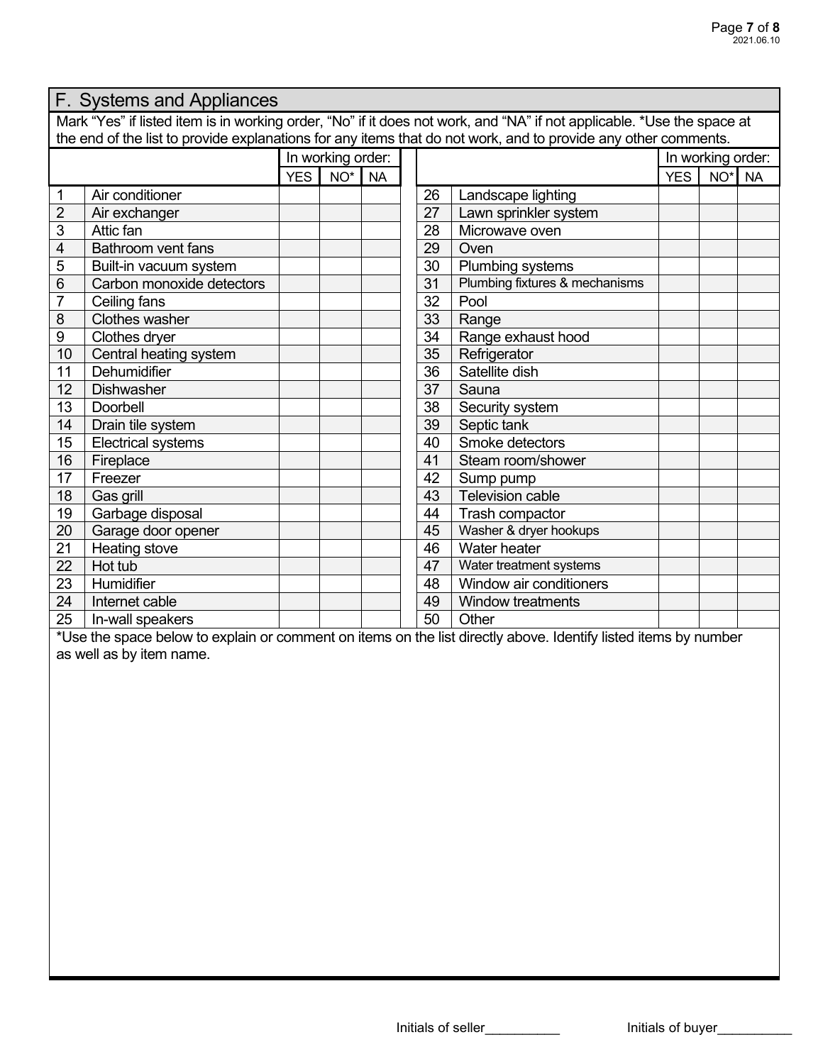## F. Systems and Appliances

Mark "Yes" if listed item is in working order, "No" if it does not work, and "NA" if not applicable. *Use the space at the end of the list to provide explanations for any items that do not work, and to provide any other comments.

| | | In working order: | | | | | | In working order: | | |
|---|---|---|---|---|---|---|---|---|---|---|
| | | YES | NO* | NA | | | | YES | NO* | NA |
| 1 | Air conditioner | | | | | 26 | Landscape lighting | | | |
| 2 | Air exchanger | | | | | 27 | Lawn sprinkler system | | | |
| 3 | Attic fan | | | | | 28 | Microwave oven | | | |
| 4 | Bathroom vent fans | | | | | 29 | Oven | | | |
| 5 | Built-in vacuum system | | | | | 30 | Plumbing systems | | | |
| 6 | Carbon monoxide detectors | | | | | 31 | Plumbing fixtures & mechanisms | | | |
| 7 | Ceiling fans | | | | | 32 | Pool | | | |
| 8 | Clothes washer | | | | | 33 | Range | | | |
| 9 | Clothes dryer | | | | | 34 | Range exhaust hood | | | |
| 10 | Central heating system | | | | | 35 | Refrigerator | | | |
| 11 | Dehumidifier | | | | | 36 | Satellite dish | | | |
| 12 | Dishwasher | | | | | 37 | Sauna | | | |
| 13 | Doorbell | | | | | 38 | Security system | | | |
| 14 | Drain tile system | | | | | 39 | Septic tank | | | |
| 15 | Electrical systems | | | | | 40 | Smoke detectors | | | |
| 16 | Fireplace | | | | | 41 | Steam room/shower | | | |
| 17 | Freezer | | | | | 42 | Sump pump | | | |
| 18 | Gas grill | | | | | 43 | Television cable | | | |
| 19 | Garbage disposal | | | | | 44 | Trash compactor | | | |
| 20 | Garage door opener | | | | | 45 | Washer & dryer hookups | | | |
| 21 | Heating stove | | | | | 46 | Water heater | | | |
| 22 | Hot tub | | | | | 47 | Water treatment systems | | | |
| 23 | Humidifier | | | | | 48 | Window air conditioners | | | |
| 24 | Internet cable | | | | | 49 | Window treatments | | | |
| 25 | In-wall speakers | | | | | 50 | Other | | | |

*Use the space below to explain or comment on items on the list directly above. Identify listed items by number as well as by item name.

Initials of seller__________ Initials of buyer__________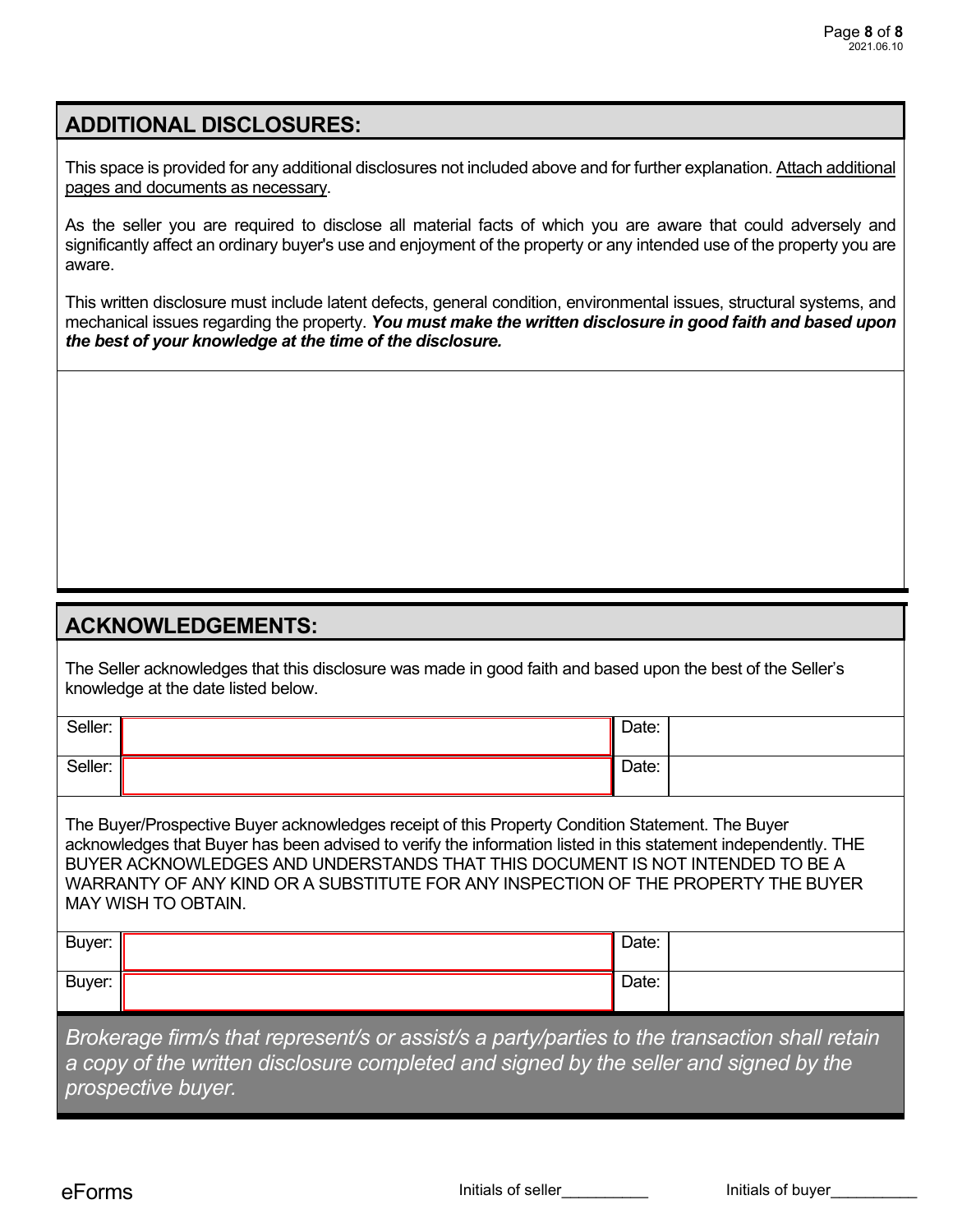## ADDITIONAL DISCLOSURES:

This space is provided for any additional disclosures not included above and for further explanation. Attach additional pages and documents as necessary.

As the seller you are required to disclose all material facts of which you are aware that could adversely and significantly affect an ordinary buyer's use and enjoyment of the property or any intended use of the property you are aware.

This written disclosure must include latent defects, general condition, environmental issues, structural systems, and mechanical issues regarding the property. ***You must make the written disclosure in good faith and based upon the best of your knowledge at the time of the disclosure.***

## ACKNOWLEDGEMENTS:

The Seller acknowledges that this disclosure was made in good faith and based upon the best of the Seller's knowledge at the date listed below.

| | | | |
|---|---|---|---|
| Seller: | | Date: | |
| Seller: | | Date: | |

The Buyer/Prospective Buyer acknowledges receipt of this Property Condition Statement. The Buyer acknowledges that Buyer has been advised to verify the information listed in this statement independently. THE BUYER ACKNOWLEDGES AND UNDERSTANDS THAT THIS DOCUMENT IS NOT INTENDED TO BE A WARRANTY OF ANY KIND OR A SUBSTITUTE FOR ANY INSPECTION OF THE PROPERTY THE BUYER MAY WISH TO OBTAIN.

| | | | |
|---|---|---|---|
| Buyer: | | Date: | |
| Buyer: | | Date: | |

*Brokerage firm/s that represent/s or assist/s a party/parties to the transaction shall retain a copy of the written disclosure completed and signed by the seller and signed by the prospective buyer.*

Initials of seller__________ Initials of buyer__________